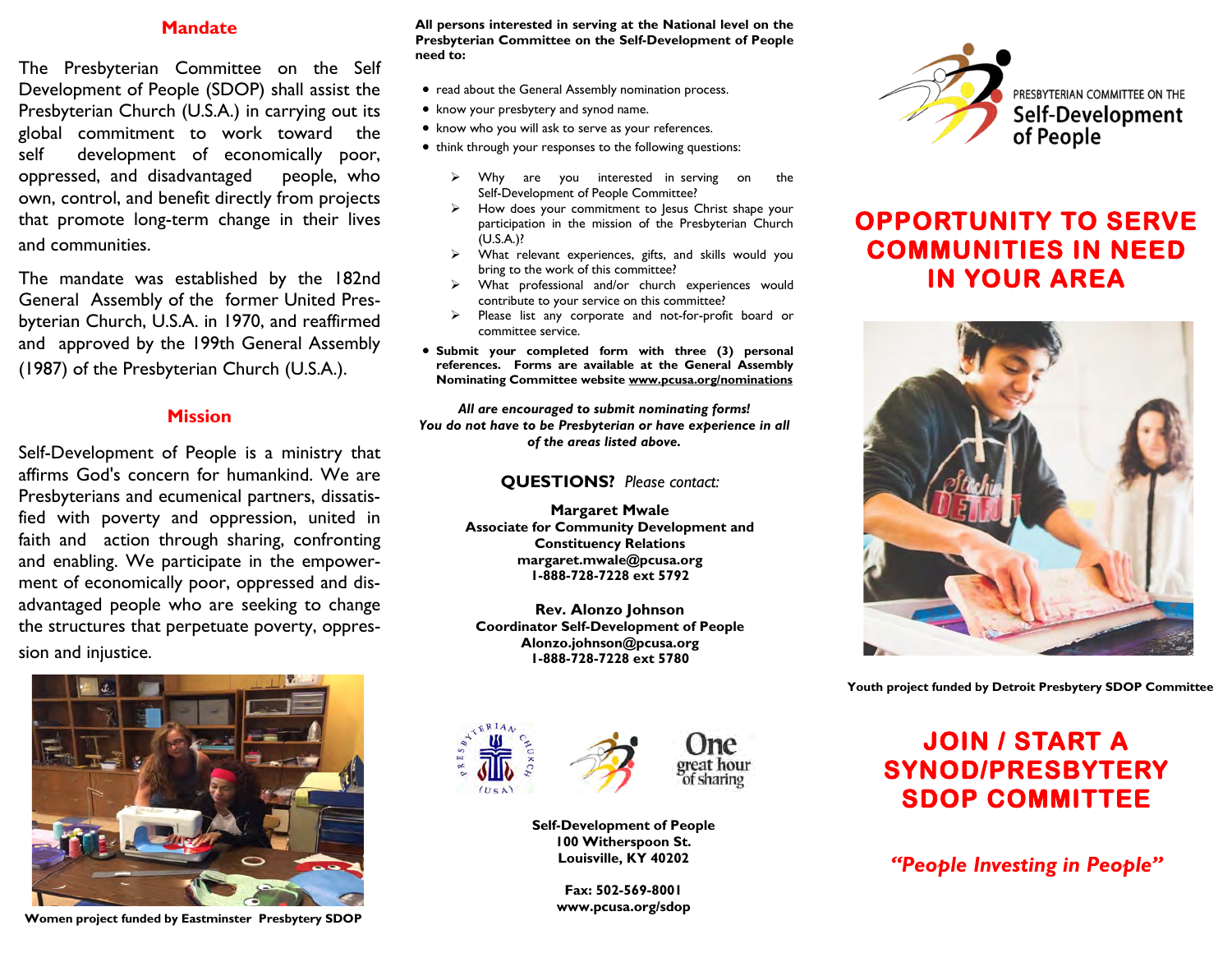## Mandate

The Presbyterian Committee on the Self Development of People (SDOP) shall assist the Presbyterian Church (U.S.A.) in carrying out its global commitment to work toward the self development of economically poor, oppressed, and disadvantaged people, who own, control, and benefit directly from projects that promote long-term change in their lives and communities.

The mandate was established by the 182nd General Assembly of the former United Presbyterian Church, U.S.A. in 1970, and reaffirmed and approved by the 199th General Assembly (1987) of the Presbyterian Church (U.S.A.).

## Mission

Self-Development of People is a ministry that affirms God's concern for humankind. We are Presbyterians and ecumenical partners, dissatisfied with poverty and oppression, united in faith and action through sharing, confronting and enabling. We participate in the empowerment of economically poor, oppressed and disadvantaged people who are seeking to change the structures that perpetuate poverty, oppression and injustice.

**Women project funded by Eastminster Presbytery SDOP**

**All persons interested in serving at the National level on the Presbyterian Committee on the Self-Development of People need to:**

- read about the General Assembly nomination process.
- know your presbytery and synod name.
- know who you will ask to serve as your references.
- think through your responses to the following questions:
  - Why are you interested in serving on the Self-Development of People Committee?
  - How does your commitment to Jesus Christ shape your participation in the mission of the Presbyterian Church (U.S.A.)?
  - What relevant experiences, gifts, and skills would you bring to the work of this committee?
  - What professional and/or church experiences would contribute to your service on this committee?
  - Please list any corporate and not-for-profit board or committee service.
- **Submit your completed form with three (3) personal references. Forms are available at the General Assembly Nominating Committee website www.pcusa.org/nominations**

***All are encouraged to submit nominating forms! You do not have to be Presbyterian or have experience in all of the areas listed above.***

**QUESTIONS?** *Please contact:*

**Margaret Mwale**
**Associate for Community Development and Constituency Relations**
**margaret.mwale@pcusa.org**
**1-888-728-7228 ext 5792**

**Rev. Alonzo Johnson**
**Coordinator Self-Development of People**
**Alonzo.johnson@pcusa.org**
**1-888-728-7228 ext 5780**

One great hour of sharing

**Self-Development of People**
**100 Witherspoon St.**
**Louisville, KY 40202**

**Fax: 502-569-8001**
**www.pcusa.org/sdop**

PRESBYTERIAN COMMITTEE ON THE Self-Development of People

# OPPORTUNITY TO SERVE COMMUNITIES IN NEED IN YOUR AREA

**Youth project funded by Detroit Presbytery SDOP Committee**

# JOIN / START A SYNOD/PRESBYTERY SDOP COMMITTEE

***"People Investing in People"***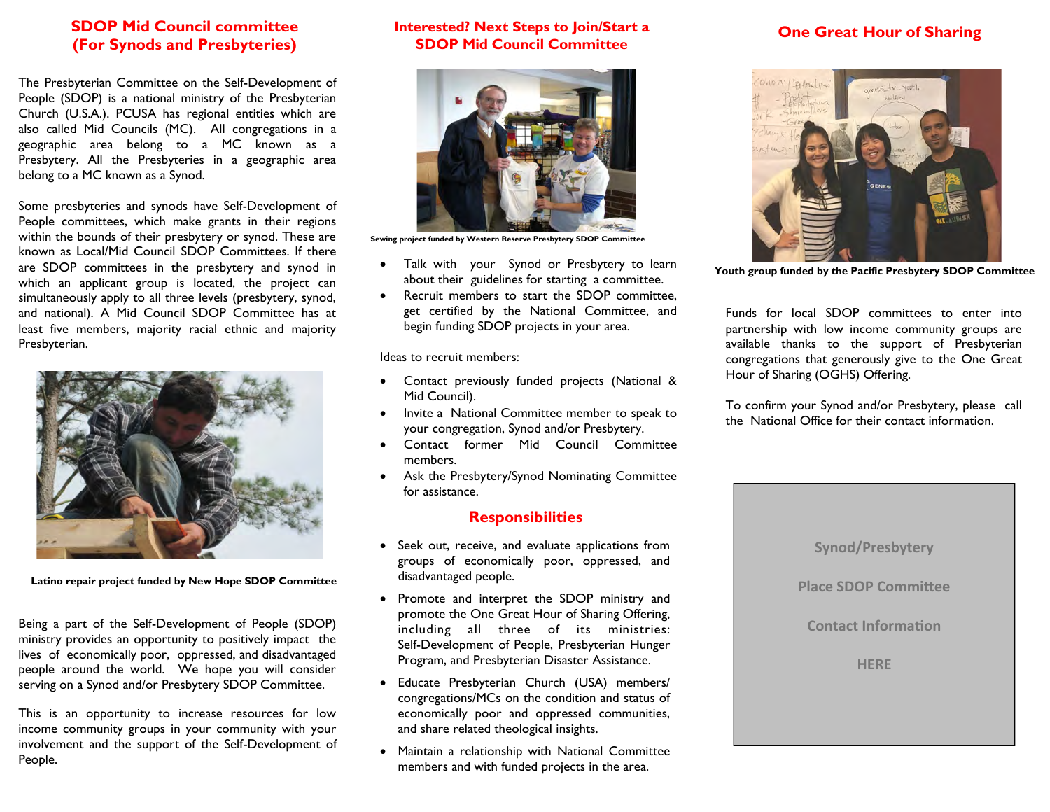## SDOP Mid Council committee (For Synods and Presbyteries)

The Presbyterian Committee on the Self-Development of People (SDOP) is a national ministry of the Presbyterian Church (U.S.A.). PCUSA has regional entities which are also called Mid Councils (MC). All congregations in a geographic area belong to a MC known as a Presbytery. All the Presbyteries in a geographic area belong to a MC known as a Synod.

Some presbyteries and synods have Self-Development of People committees, which make grants in their regions within the bounds of their presbytery or synod. These are known as Local/Mid Council SDOP Committees. If there are SDOP committees in the presbytery and synod in which an applicant group is located, the project can simultaneously apply to all three levels (presbytery, synod, and national). A Mid Council SDOP Committee has at least five members, majority racial ethnic and majority Presbyterian.

**Latino repair project funded by New Hope SDOP Committee**

Being a part of the Self-Development of People (SDOP) ministry provides an opportunity to positively impact the lives of economically poor, oppressed, and disadvantaged people around the world. We hope you will consider serving on a Synod and/or Presbytery SDOP Committee.

This is an opportunity to increase resources for low income community groups in your community with your involvement and the support of the Self-Development of People.

## Interested? Next Steps to Join/Start a SDOP Mid Council Committee

**Sewing project funded by Western Reserve Presbytery SDOP Committee**

- Talk with your Synod or Presbytery to learn about their guidelines for starting a committee.
- Recruit members to start the SDOP committee, get certified by the National Committee, and begin funding SDOP projects in your area.

Ideas to recruit members:

- Contact previously funded projects (National & Mid Council).
- Invite a National Committee member to speak to your congregation, Synod and/or Presbytery.
- Contact former Mid Council Committee members.
- Ask the Presbytery/Synod Nominating Committee for assistance.

## Responsibilities

- Seek out, receive, and evaluate applications from groups of economically poor, oppressed, and disadvantaged people.
- Promote and interpret the SDOP ministry and promote the One Great Hour of Sharing Offering, including all three of its ministries: Self-Development of People, Presbyterian Hunger Program, and Presbyterian Disaster Assistance.
- Educate Presbyterian Church (USA) members/ congregations/MCs on the condition and status of economically poor and oppressed communities, and share related theological insights.
- Maintain a relationship with National Committee members and with funded projects in the area.

## One Great Hour of Sharing

**Youth group funded by the Pacific Presbytery SDOP Committee**

Funds for local SDOP committees to enter into partnership with low income community groups are available thanks to the support of Presbyterian congregations that generously give to the One Great Hour of Sharing (OGHS) Offering.

To confirm your Synod and/or Presbytery, please call the National Office for their contact information.

Synod/Presbytery

Place SDOP Committee

Contact Information

HERE